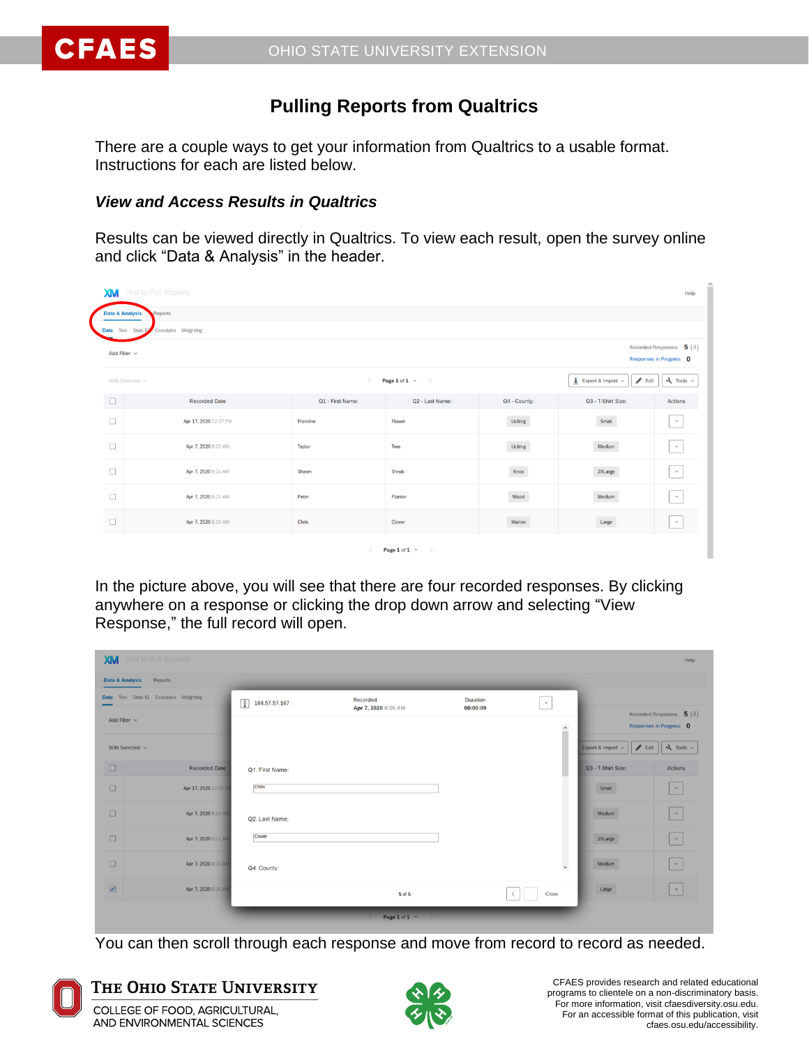# Pulling Reports from Qualtrics

There are a couple ways to get your information from Qualtrics to a usable format. Instructions for each are listed below.

### *View and Access Results in Qualtrics*

Results can be viewed directly in Qualtrics. To view each result, open the survey online and click “Data & Analysis” in the header.

In the picture above, you will see that there are four recorded responses. By clicking anywhere on a response or clicking the drop down arrow and selecting “View Response,” the full record will open.

You can then scroll through each response and move from record to record as needed.

CFAES provides research and related educational programs to clientele on a non-discriminatory basis. For more information, visit cfaesdiversity.osu.edu. For an accessible format of this publication, visit cfaes.osu.edu/accessibility.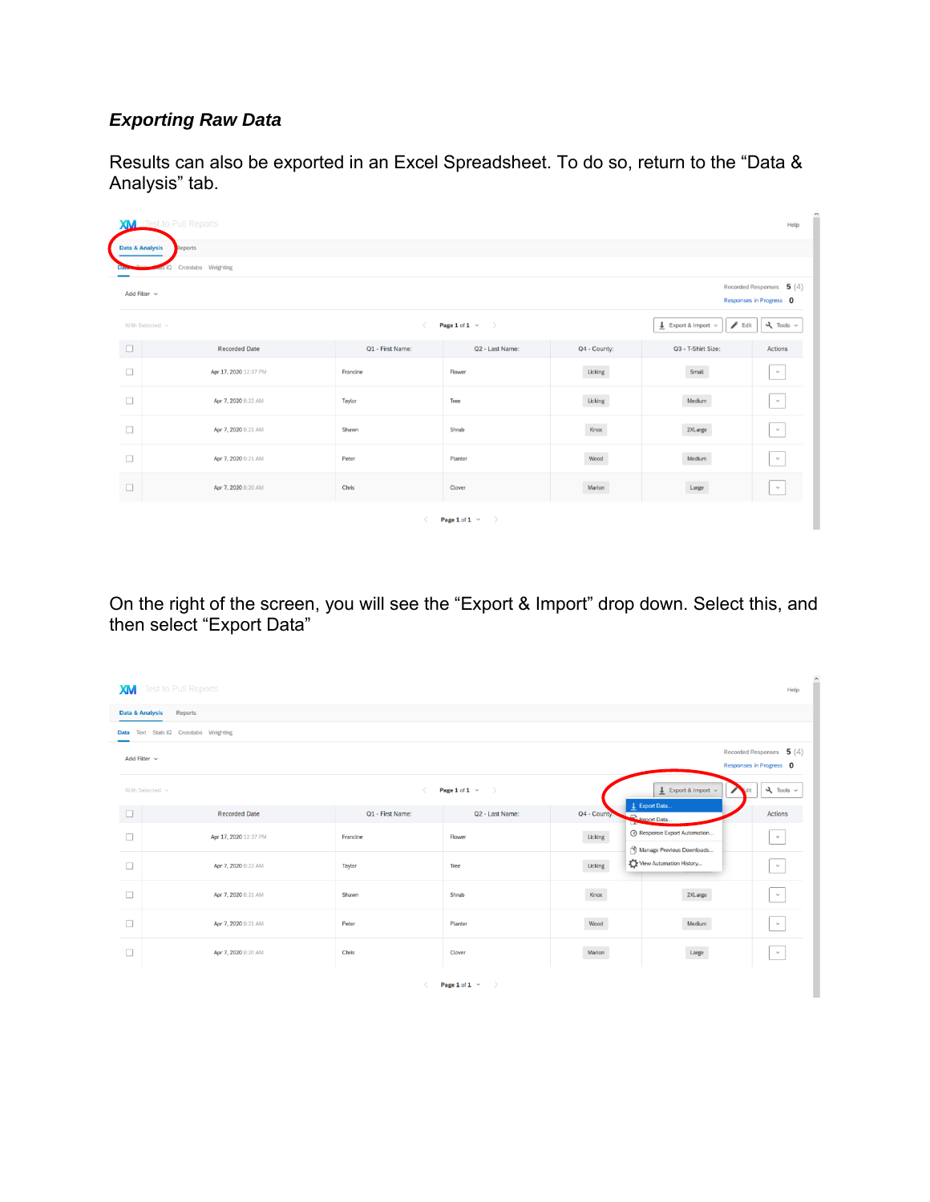***Exporting Raw Data***

Results can also be exported in an Excel Spreadsheet. To do so, return to the “Data & Analysis” tab.

On the right of the screen, you will see the “Export & Import” drop down. Select this, and then select “Export Data”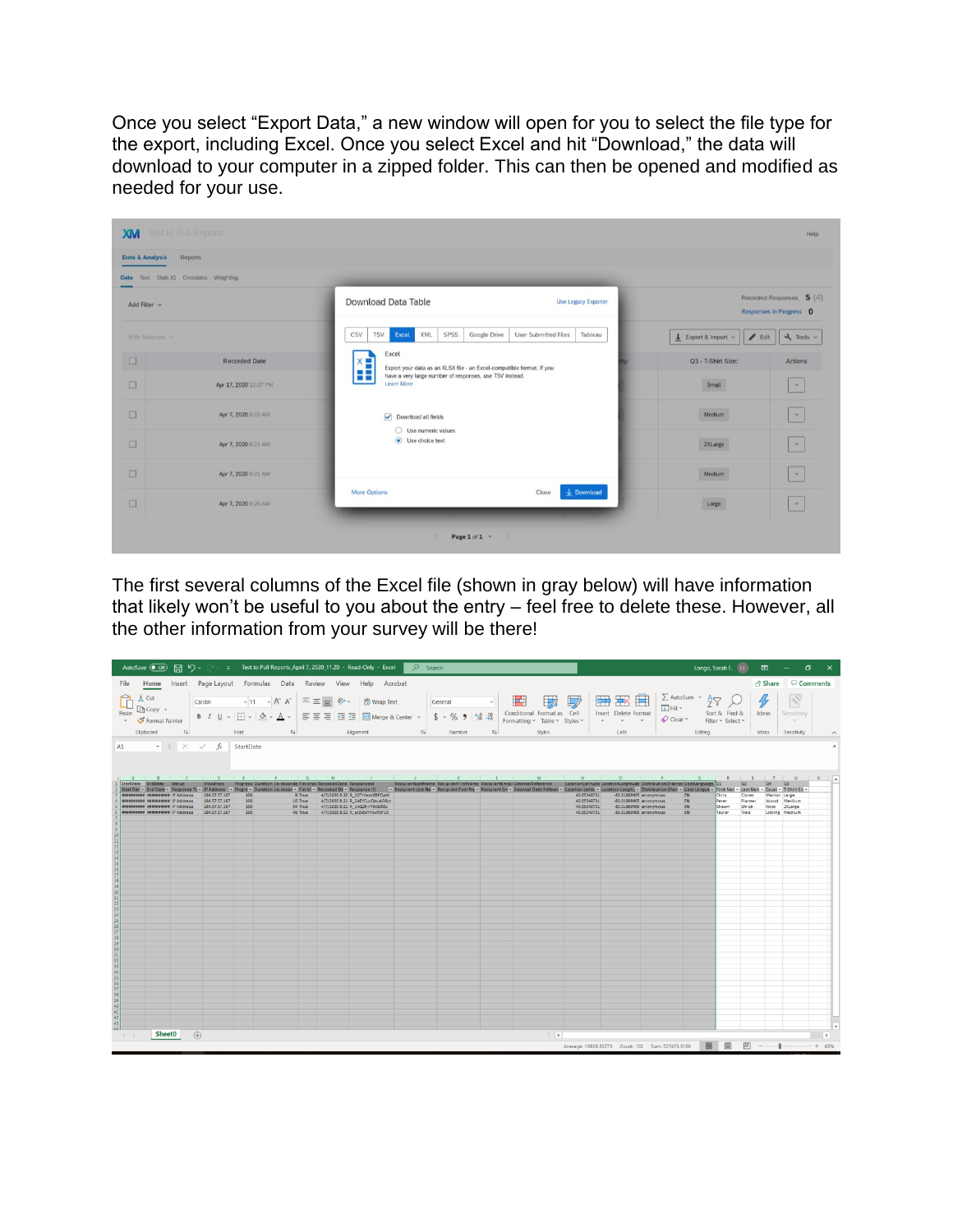Once you select “Export Data,” a new window will open for you to select the file type for the export, including Excel. Once you select Excel and hit “Download,” the data will download to your computer in a zipped folder. This can then be opened and modified as needed for your use.

The first several columns of the Excel file (shown in gray below) will have information that likely won’t be useful to you about the entry – feel free to delete these. However, all the other information from your survey will be there!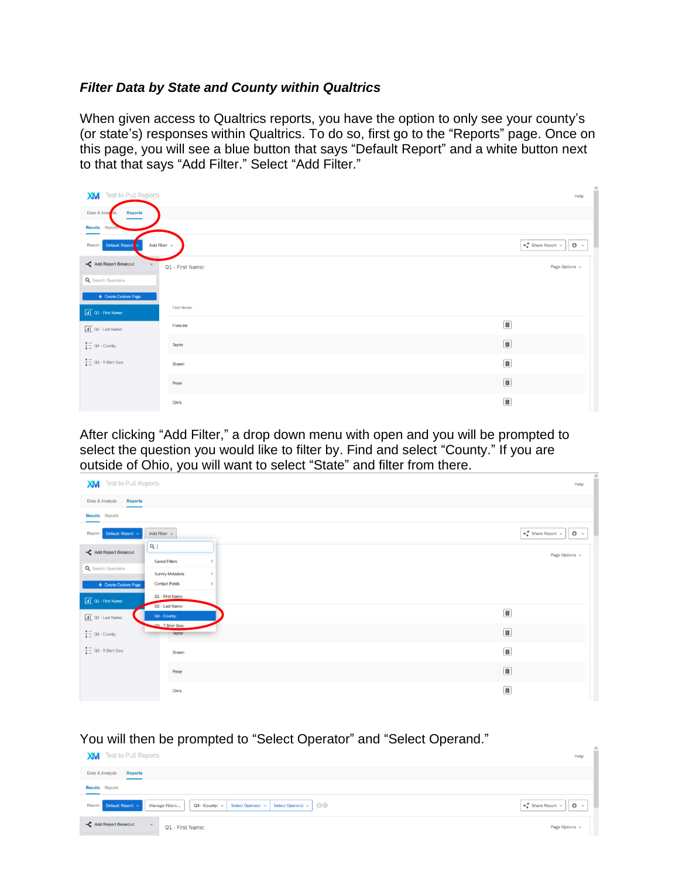***Filter Data by State and County within Qualtrics***

When given access to Qualtrics reports, you have the option to only see your county's (or state's) responses within Qualtrics. To do so, first go to the "Reports" page. Once on this page, you will see a blue button that says "Default Report" and a white button next to that that says "Add Filter." Select "Add Filter."

After clicking "Add Filter," a drop down menu with open and you will be prompted to select the question you would like to filter by. Find and select "County." If you are outside of Ohio, you will want to select "State" and filter from there.

You will then be prompted to "Select Operator" and "Select Operand."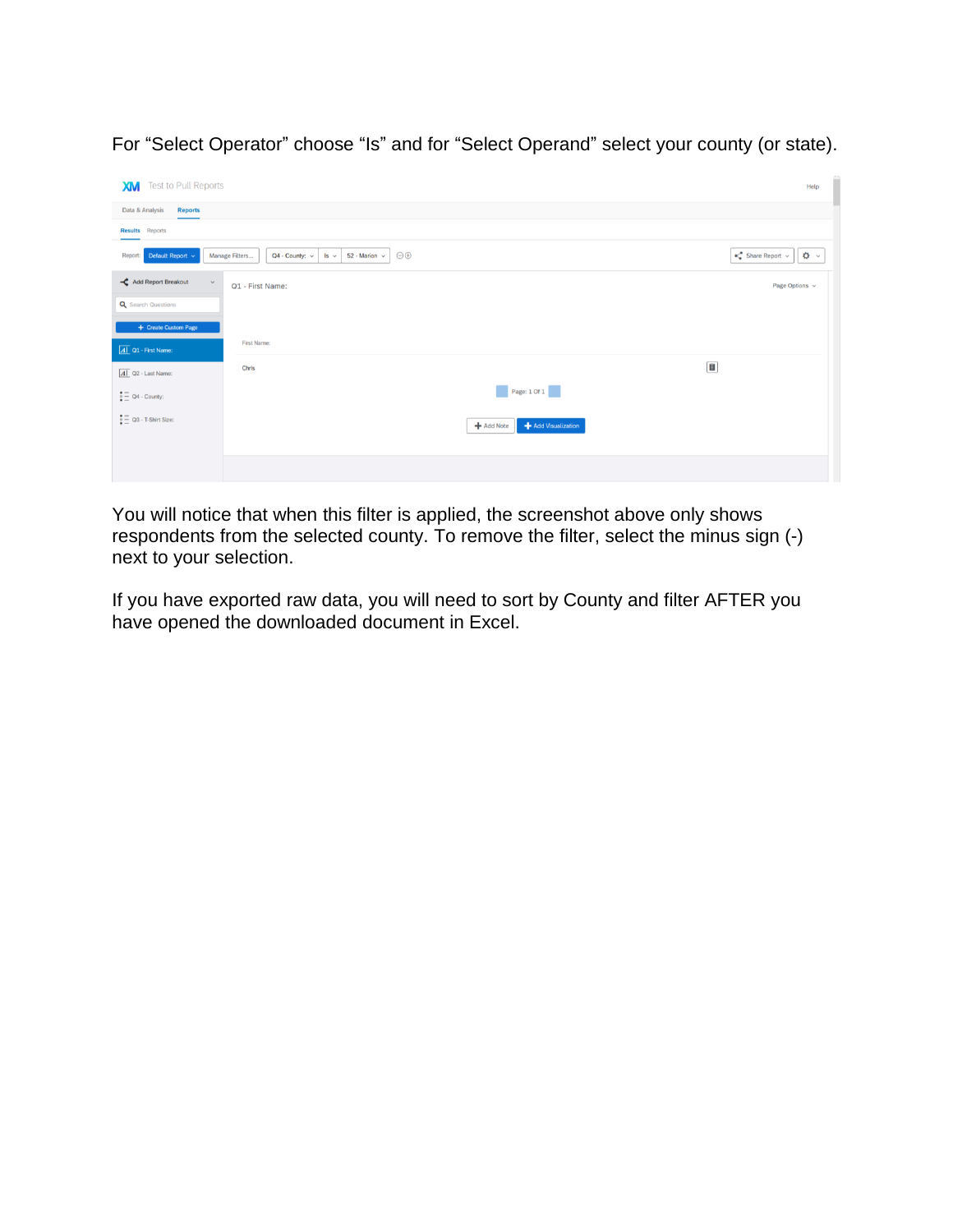For “Select Operator” choose “Is” and for “Select Operand” select your county (or state).

You will notice that when this filter is applied, the screenshot above only shows respondents from the selected county. To remove the filter, select the minus sign (-) next to your selection.

If you have exported raw data, you will need to sort by County and filter AFTER you have opened the downloaded document in Excel.